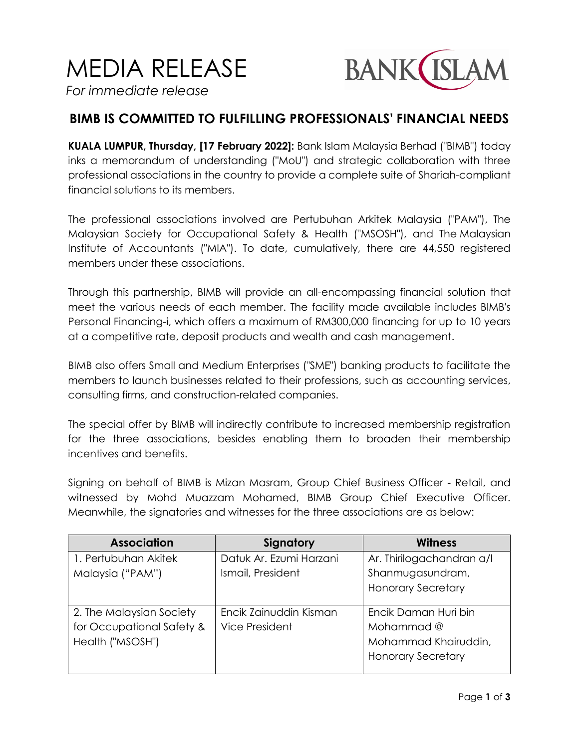# MEDIA RELEASE

*For immediate release*

## BIMB IS COMMITTED TO FULFILLING PROFESSIONALS' FINANCIAL NEEDS

**KUALA LUMPUR, Thursday, [17 February 2022]:** Bank Islam Malaysia Berhad ("BIMB") today inks a memorandum of understanding ("MoU") and strategic collaboration with three professional associations in the country to provide a complete suite of Shariah-compliant financial solutions to its members.

The professional associations involved are Pertubuhan Arkitek Malaysia ("PAM"), The Malaysian Society for Occupational Safety & Health ("MSOSH"), and The Malaysian Institute of Accountants ("MIA"). To date, cumulatively, there are 44,550 registered members under these associations.

Through this partnership, BIMB will provide an all-encompassing financial solution that meet the various needs of each member. The facility made available includes BIMB's Personal Financing-i, which offers a maximum of RM300,000 financing for up to 10 years at a competitive rate, deposit products and wealth and cash management.

BIMB also offers Small and Medium Enterprises ("SME") banking products to facilitate the members to launch businesses related to their professions, such as accounting services, consulting firms, and construction-related companies.

The special offer by BIMB will indirectly contribute to increased membership registration for the three associations, besides enabling them to broaden their membership incentives and benefits.

Signing on behalf of BIMB is Mizan Masram, Group Chief Business Officer - Retail, and witnessed by Mohd Muazzam Mohamed, BIMB Group Chief Executive Officer. Meanwhile, the signatories and witnesses for the three associations are as below:

| Association | Signatory | Witness |
|---|---|---|
| 1. Pertubuhan Akitek Malaysia ("PAM") | Datuk Ar. Ezumi Harzani Ismail, President | Ar. Thirilogachandran a/l Shanmugasundram, Honorary Secretary |
| 2. The Malaysian Society for Occupational Safety & Health ("MSOSH") | Encik Zainuddin Kisman Vice President | Encik Daman Huri bin Mohammad @ Mohammad Khairuddin, Honorary Secretary |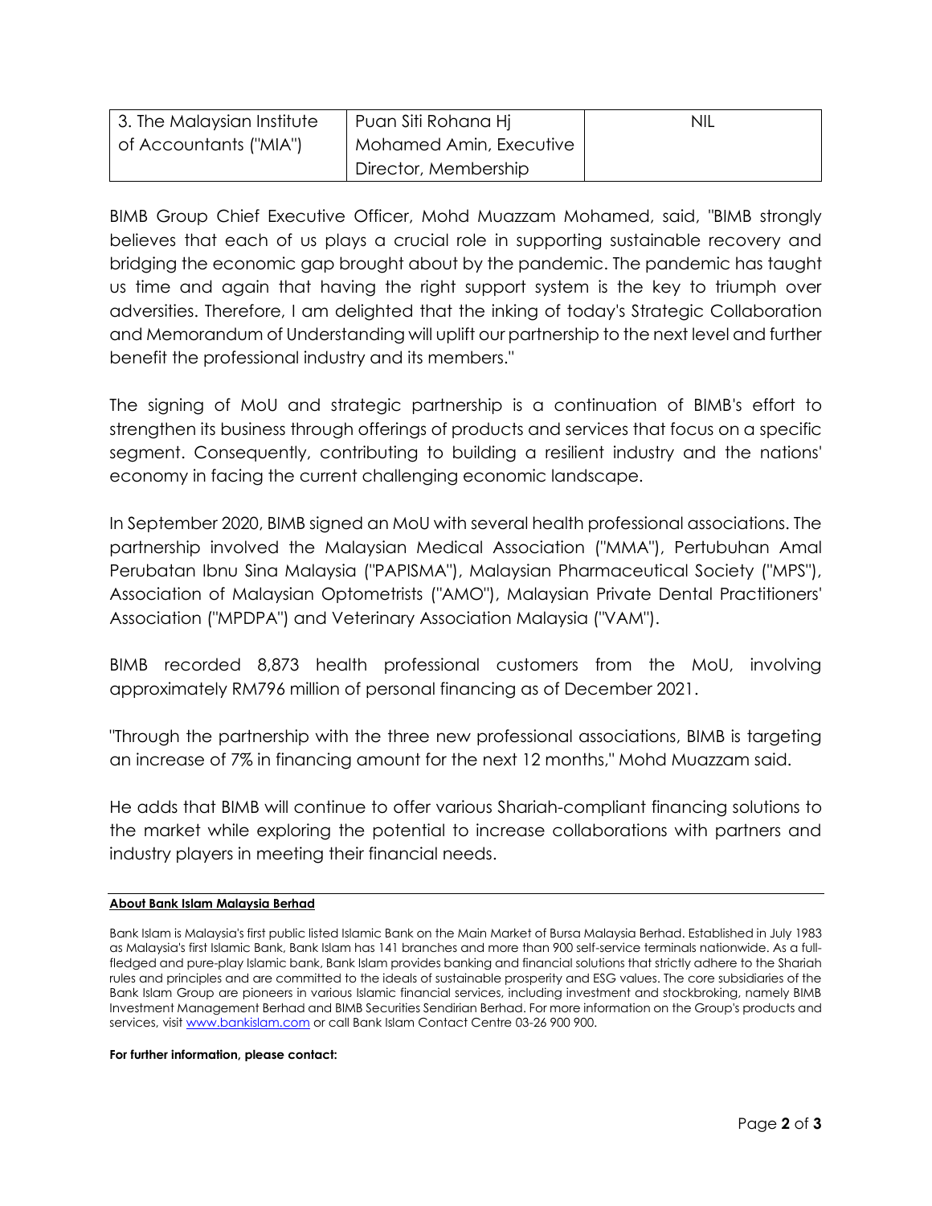| 3. The Malaysian Institute of Accountants ("MIA") | Puan Siti Rohana Hj Mohamed Amin, Executive Director, Membership | NIL |
|---|---|---|

BIMB Group Chief Executive Officer, Mohd Muazzam Mohamed, said, "BIMB strongly believes that each of us plays a crucial role in supporting sustainable recovery and bridging the economic gap brought about by the pandemic. The pandemic has taught us time and again that having the right support system is the key to triumph over adversities. Therefore, I am delighted that the inking of today's Strategic Collaboration and Memorandum of Understanding will uplift our partnership to the next level and further benefit the professional industry and its members."

The signing of MoU and strategic partnership is a continuation of BIMB's effort to strengthen its business through offerings of products and services that focus on a specific segment. Consequently, contributing to building a resilient industry and the nations' economy in facing the current challenging economic landscape.

In September 2020, BIMB signed an MoU with several health professional associations. The partnership involved the Malaysian Medical Association ("MMA"), Pertubuhan Amal Perubatan Ibnu Sina Malaysia ("PAPISMA"), Malaysian Pharmaceutical Society ("MPS"), Association of Malaysian Optometrists ("AMO"), Malaysian Private Dental Practitioners' Association ("MPDPA") and Veterinary Association Malaysia ("VAM").

BIMB recorded 8,873 health professional customers from the MoU, involving approximately RM796 million of personal financing as of December 2021.

"Through the partnership with the three new professional associations, BIMB is targeting an increase of 7% in financing amount for the next 12 months," Mohd Muazzam said.

He adds that BIMB will continue to offer various Shariah-compliant financing solutions to the market while exploring the potential to increase collaborations with partners and industry players in meeting their financial needs.

**About Bank Islam Malaysia Berhad**

Bank Islam is Malaysia's first public listed Islamic Bank on the Main Market of Bursa Malaysia Berhad. Established in July 1983 as Malaysia's first Islamic Bank, Bank Islam has 141 branches and more than 900 self-service terminals nationwide. As a full-fledged and pure-play Islamic bank, Bank Islam provides banking and financial solutions that strictly adhere to the Shariah rules and principles and are committed to the ideals of sustainable prosperity and ESG values. The core subsidiaries of the Bank Islam Group are pioneers in various Islamic financial services, including investment and stockbroking, namely BIMB Investment Management Berhad and BIMB Securities Sendirian Berhad. For more information on the Group's products and services, visit www.bankislam.com or call Bank Islam Contact Centre 03-26 900 900.

**For further information, please contact:**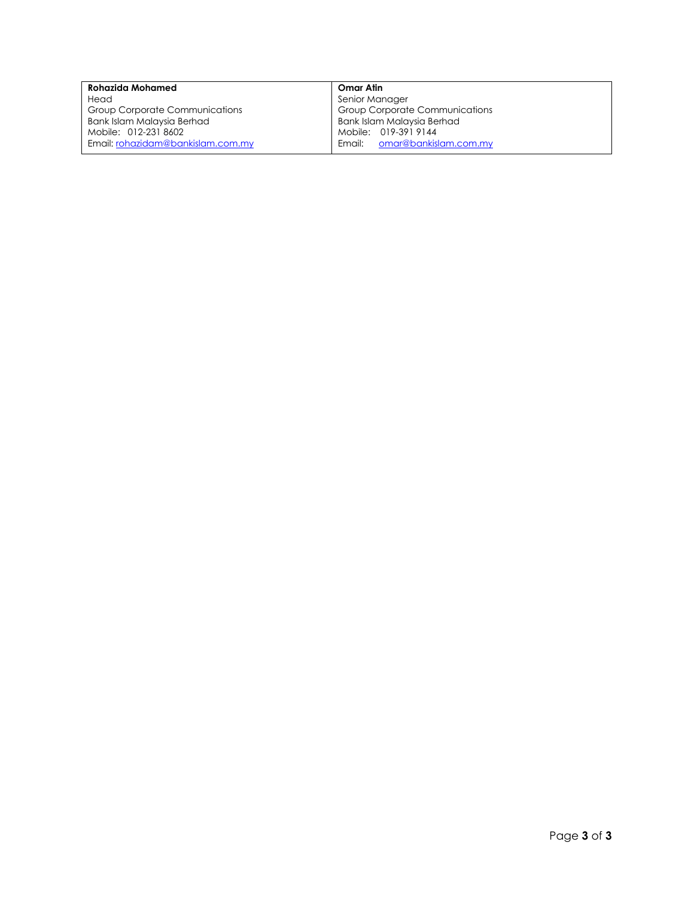| | |
|---|---|
| **Rohazida Mohamed**<br>Head<br>Group Corporate Communications<br>Bank Islam Malaysia Berhad<br>Mobile: 012-231 8602<br>Email: rohazidam@bankislam.com.my | **Omar Atin**<br>Senior Manager<br>Group Corporate Communications<br>Bank Islam Malaysia Berhad<br>Mobile: 019-391 9144<br>Email: omar@bankislam.com.my |